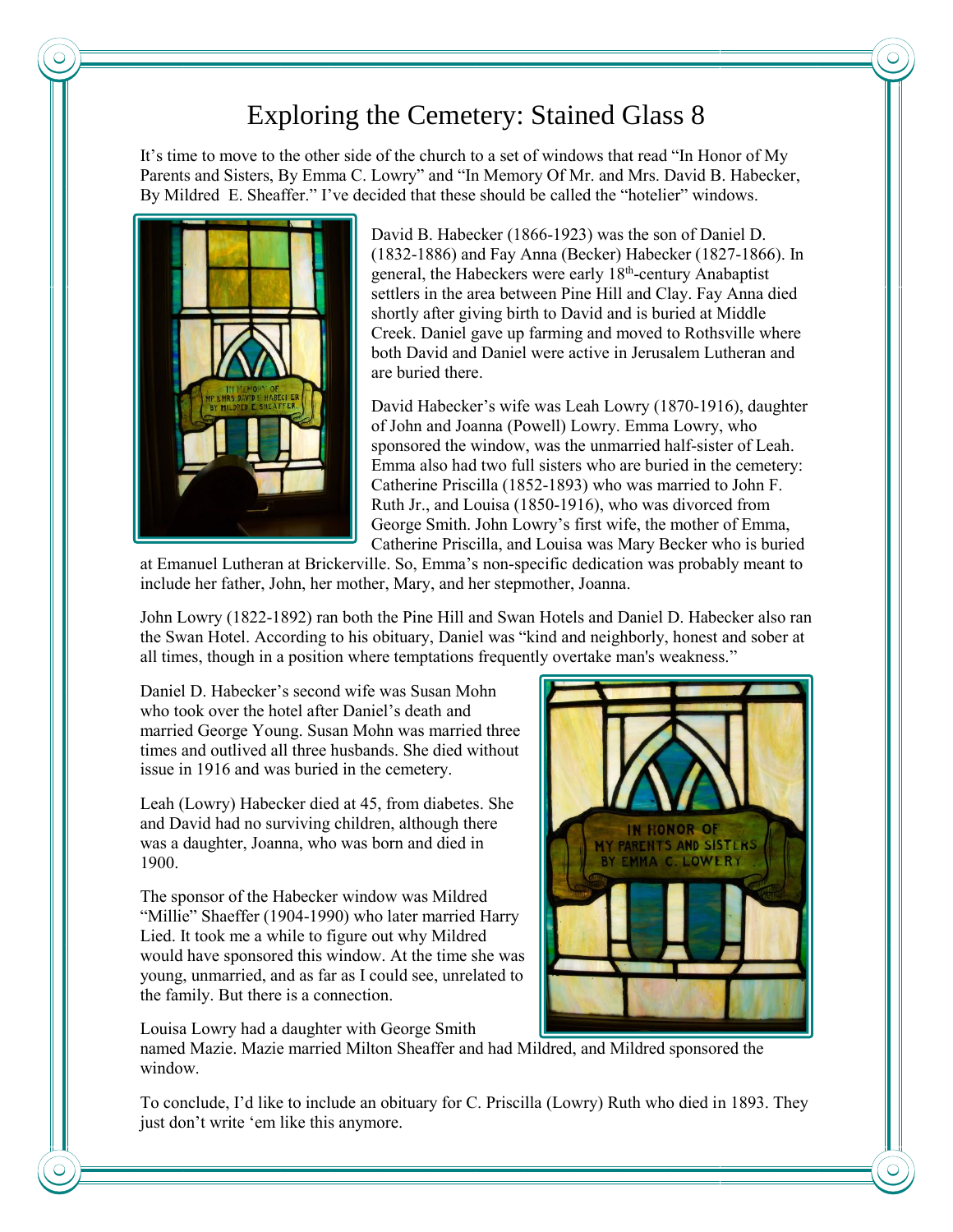# Exploring the Cemetery: Stained Glass 8

It's time to move to the other side of the church to a set of windows that read "In Honor of My Parents and Sisters, By Emma C. Lowry" and "In Memory Of Mr. and Mrs. David B. Habecker, By Mildred E. Sheaffer." I've decided that these should be called the "hotelier" windows.

David B. Habecker (1866-1923) was the son of Daniel D. (1832-1886) and Fay Anna (Becker) Habecker (1827-1866). In general, the Habeckers were early 18th-century Anabaptist settlers in the area between Pine Hill and Clay. Fay Anna died shortly after giving birth to David and is buried at Middle Creek. Daniel gave up farming and moved to Rothsville where both David and Daniel were active in Jerusalem Lutheran and are buried there.

David Habecker's wife was Leah Lowry (1870-1916), daughter of John and Joanna (Powell) Lowry. Emma Lowry, who sponsored the window, was the unmarried half-sister of Leah. Emma also had two full sisters who are buried in the cemetery: Catherine Priscilla (1852-1893) who was married to John F. Ruth Jr., and Louisa (1850-1916), who was divorced from George Smith. John Lowry's first wife, the mother of Emma, Catherine Priscilla, and Louisa was Mary Becker who is buried at Emanuel Lutheran at Brickerville. So, Emma's non-specific dedication was probably meant to include her father, John, her mother, Mary, and her stepmother, Joanna.

John Lowry (1822-1892) ran both the Pine Hill and Swan Hotels and Daniel D. Habecker also ran the Swan Hotel. According to his obituary, Daniel was "kind and neighborly, honest and sober at all times, though in a position where temptations frequently overtake man's weakness."

Daniel D. Habecker's second wife was Susan Mohn who took over the hotel after Daniel's death and married George Young. Susan Mohn was married three times and outlived all three husbands. She died without issue in 1916 and was buried in the cemetery.

Leah (Lowry) Habecker died at 45, from diabetes. She and David had no surviving children, although there was a daughter, Joanna, who was born and died in 1900.

The sponsor of the Habecker window was Mildred "Millie" Shaeffer (1904-1990) who later married Harry Lied. It took me a while to figure out why Mildred would have sponsored this window. At the time she was young, unmarried, and as far as I could see, unrelated to the family. But there is a connection.

Louisa Lowry had a daughter with George Smith named Mazie. Mazie married Milton Sheaffer and had Mildred, and Mildred sponsored the window.

To conclude, I'd like to include an obituary for C. Priscilla (Lowry) Ruth who died in 1893. They just don't write 'em like this anymore.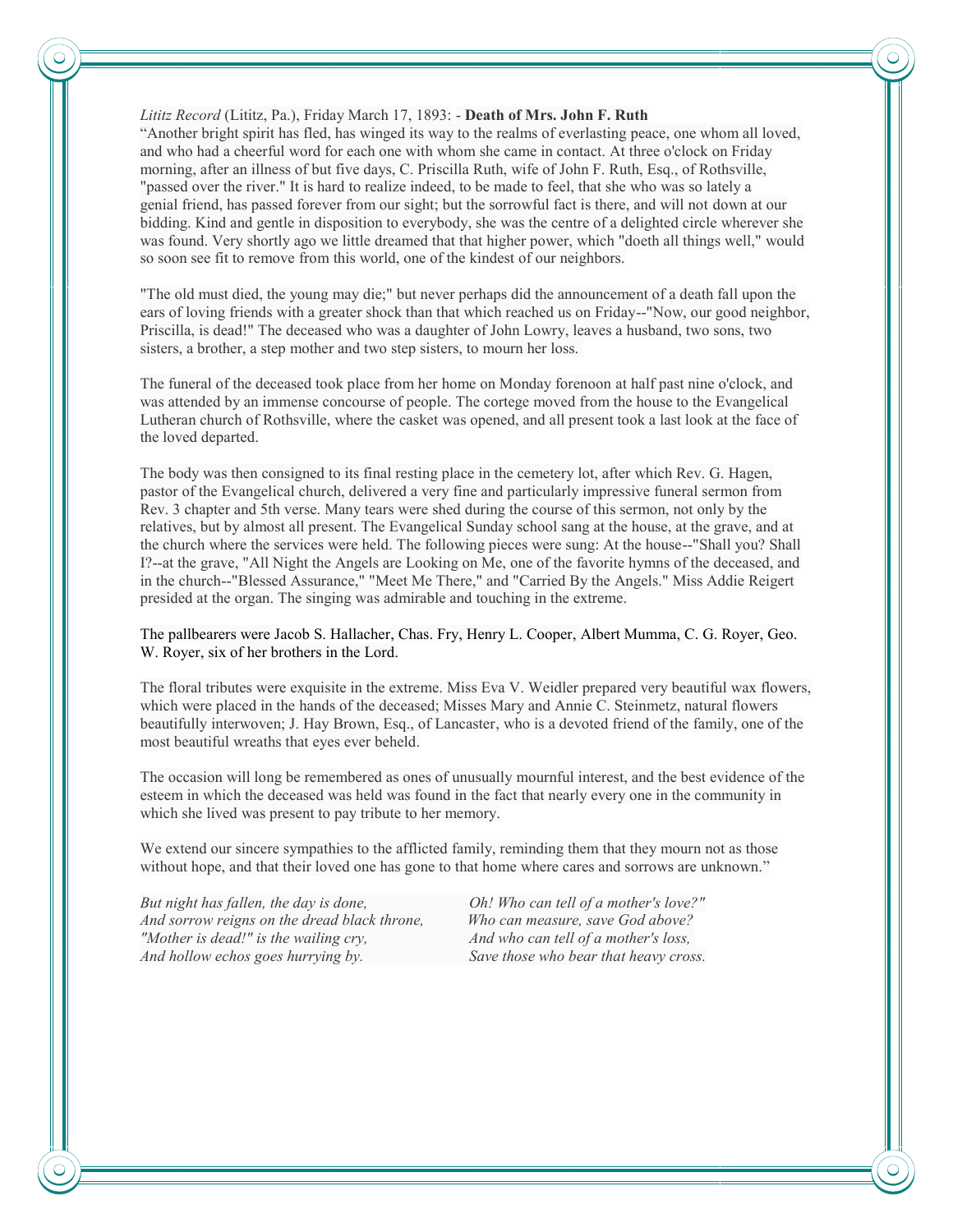*Lititz Record* (Lititz, Pa.), Friday March 17, 1893: - **Death of Mrs. John F. Ruth**

"Another bright spirit has fled, has winged its way to the realms of everlasting peace, one whom all loved, and who had a cheerful word for each one with whom she came in contact. At three o'clock on Friday morning, after an illness of but five days, C. Priscilla Ruth, wife of John F. Ruth, Esq., of Rothsville, "passed over the river." It is hard to realize indeed, to be made to feel, that she who was so lately a genial friend, has passed forever from our sight; but the sorrowful fact is there, and will not down at our bidding. Kind and gentle in disposition to everybody, she was the centre of a delighted circle wherever she was found. Very shortly ago we little dreamed that that higher power, which "doeth all things well," would so soon see fit to remove from this world, one of the kindest of our neighbors.

"The old must died, the young may die;" but never perhaps did the announcement of a death fall upon the ears of loving friends with a greater shock than that which reached us on Friday--"Now, our good neighbor, Priscilla, is dead!" The deceased who was a daughter of John Lowry, leaves a husband, two sons, two sisters, a brother, a step mother and two step sisters, to mourn her loss.

The funeral of the deceased took place from her home on Monday forenoon at half past nine o'clock, and was attended by an immense concourse of people. The cortege moved from the house to the Evangelical Lutheran church of Rothsville, where the casket was opened, and all present took a last look at the face of the loved departed.

The body was then consigned to its final resting place in the cemetery lot, after which Rev. G. Hagen, pastor of the Evangelical church, delivered a very fine and particularly impressive funeral sermon from Rev. 3 chapter and 5th verse. Many tears were shed during the course of this sermon, not only by the relatives, but by almost all present. The Evangelical Sunday school sang at the house, at the grave, and at the church where the services were held. The following pieces were sung: At the house--"Shall you? Shall I?--at the grave, "All Night the Angels are Looking on Me, one of the favorite hymns of the deceased, and in the church--"Blessed Assurance," "Meet Me There," and "Carried By the Angels." Miss Addie Reigert presided at the organ. The singing was admirable and touching in the extreme.

The pallbearers were Jacob S. Hallacher, Chas. Fry, Henry L. Cooper, Albert Mumma, C. G. Royer, Geo. W. Royer, six of her brothers in the Lord.

The floral tributes were exquisite in the extreme. Miss Eva V. Weidler prepared very beautiful wax flowers, which were placed in the hands of the deceased; Misses Mary and Annie C. Steinmetz, natural flowers beautifully interwoven; J. Hay Brown, Esq., of Lancaster, who is a devoted friend of the family, one of the most beautiful wreaths that eyes ever beheld.

The occasion will long be remembered as ones of unusually mournful interest, and the best evidence of the esteem in which the deceased was held was found in the fact that nearly every one in the community in which she lived was present to pay tribute to her memory.

We extend our sincere sympathies to the afflicted family, reminding them that they mourn not as those without hope, and that their loved one has gone to that home where cares and sorrows are unknown."

*But night has fallen, the day is done,*
*And sorrow reigns on the dread black throne,*
*"Mother is dead!" is the wailing cry,*
*And hollow echos goes hurrying by.*

*Oh! Who can tell of a mother's love?"*
*Who can measure, save God above?*
*And who can tell of a mother's loss,*
*Save those who bear that heavy cross.*